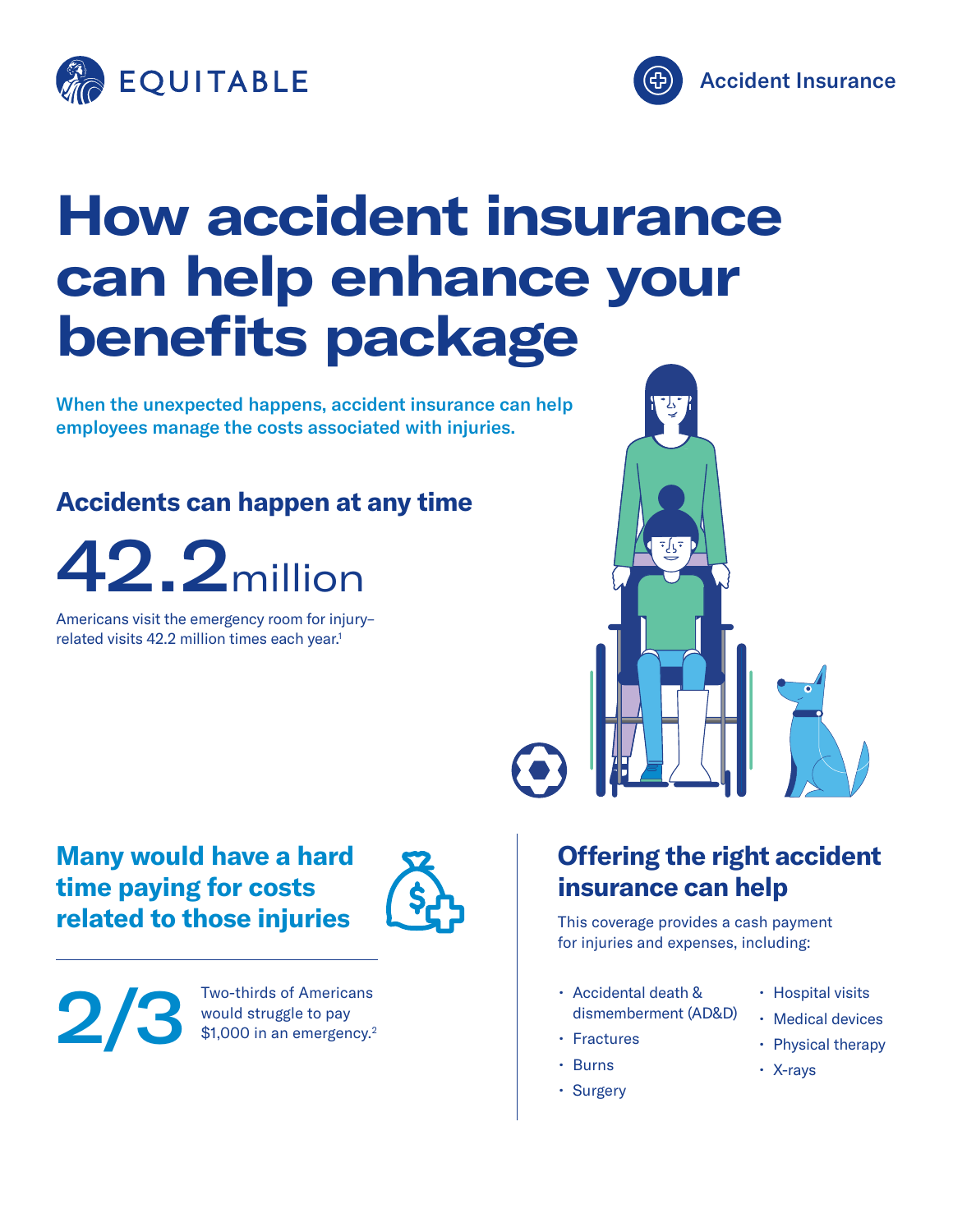EQUITABLE

Accident Insurance

# How accident insurance can help enhance your benefits package

When the unexpected happens, accident insurance can help employees manage the costs associated with injuries.

## Accidents can happen at any time

42.2 million

Americans visit the emergency room for injury-related visits 42.2 million times each year.[1]

## Many would have a hard time paying for costs related to those injuries

2/3

Two-thirds of Americans would struggle to pay $1,000 in an emergency.[2]

## Offering the right accident insurance can help

This coverage provides a cash payment for injuries and expenses, including:

- Accidental death & dismemberment (AD&D)
- Fractures
- Burns
- Surgery
- Hospital visits
- Medical devices
- Physical therapy
- X-rays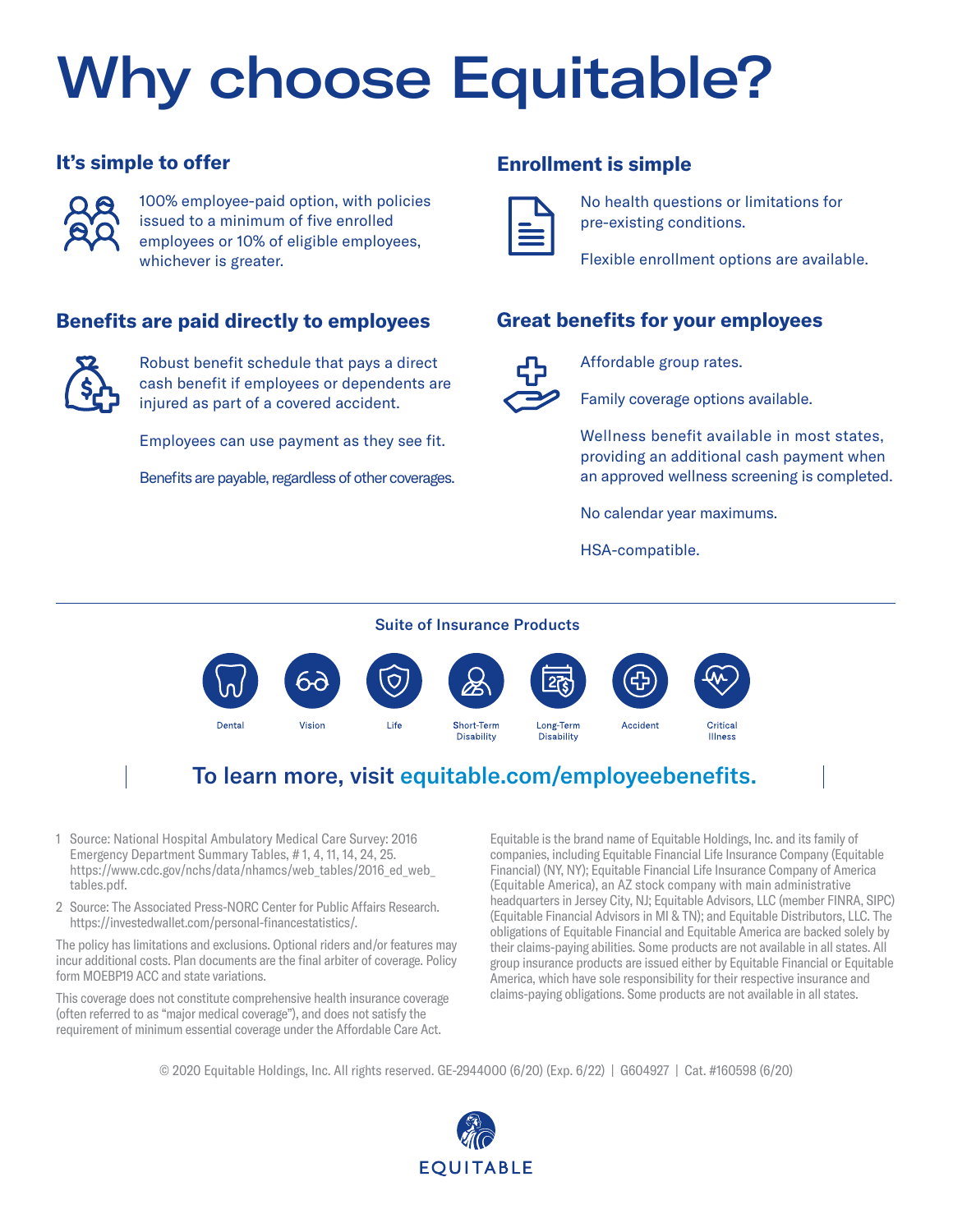# Why choose Equitable?

## It's simple to offer

100% employee-paid option, with policies issued to a minimum of five enrolled employees or 10% of eligible employees, whichever is greater.

## Benefits are paid directly to employees

Robust benefit schedule that pays a direct cash benefit if employees or dependents are injured as part of a covered accident.

Employees can use payment as they see fit.

Benefits are payable, regardless of other coverages.

## Enrollment is simple

No health questions or limitations for pre-existing conditions.

Flexible enrollment options are available.

## Great benefits for your employees

Affordable group rates.

Family coverage options available.

Wellness benefit available in most states, providing an additional cash payment when an approved wellness screening is completed.

No calendar year maximums.

HSA-compatible.

---

### Suite of Insurance Products

Dental

Vision

Life

Short-Term Disability

Long-Term Disability

Accident

Critical Illness

## To learn more, visit equitable.com/employeebenefits.

1 Source: National Hospital Ambulatory Medical Care Survey: 2016 Emergency Department Summary Tables, # 1, 4, 11, 14, 24, 25. https://www.cdc.gov/nchs/data/nhamcs/web_tables/2016_ed_web_tables.pdf.

2 Source: The Associated Press-NORC Center for Public Affairs Research. https://investedwallet.com/personal-financestatistics/.

The policy has limitations and exclusions. Optional riders and/or features may incur additional costs. Plan documents are the final arbiter of coverage. Policy form MOEBP19 ACC and state variations.

This coverage does not constitute comprehensive health insurance coverage (often referred to as "major medical coverage"), and does not satisfy the requirement of minimum essential coverage under the Affordable Care Act.

Equitable is the brand name of Equitable Holdings, Inc. and its family of companies, including Equitable Financial Life Insurance Company (Equitable Financial) (NY, NY); Equitable Financial Life Insurance Company of America (Equitable America), an AZ stock company with main administrative headquarters in Jersey City, NJ; Equitable Advisors, LLC (member FINRA, SIPC) (Equitable Financial Advisors in MI & TN); and Equitable Distributors, LLC. The obligations of Equitable Financial and Equitable America are backed solely by their claims-paying abilities. Some products are not available in all states. All group insurance products are issued either by Equitable Financial or Equitable America, which have sole responsibility for their respective insurance and claims-paying obligations. Some products are not available in all states.

© 2020 Equitable Holdings, Inc. All rights reserved. GE-2944000 (6/20) (Exp. 6/22) | G604927 | Cat. #160598 (6/20)

EQUITABLE